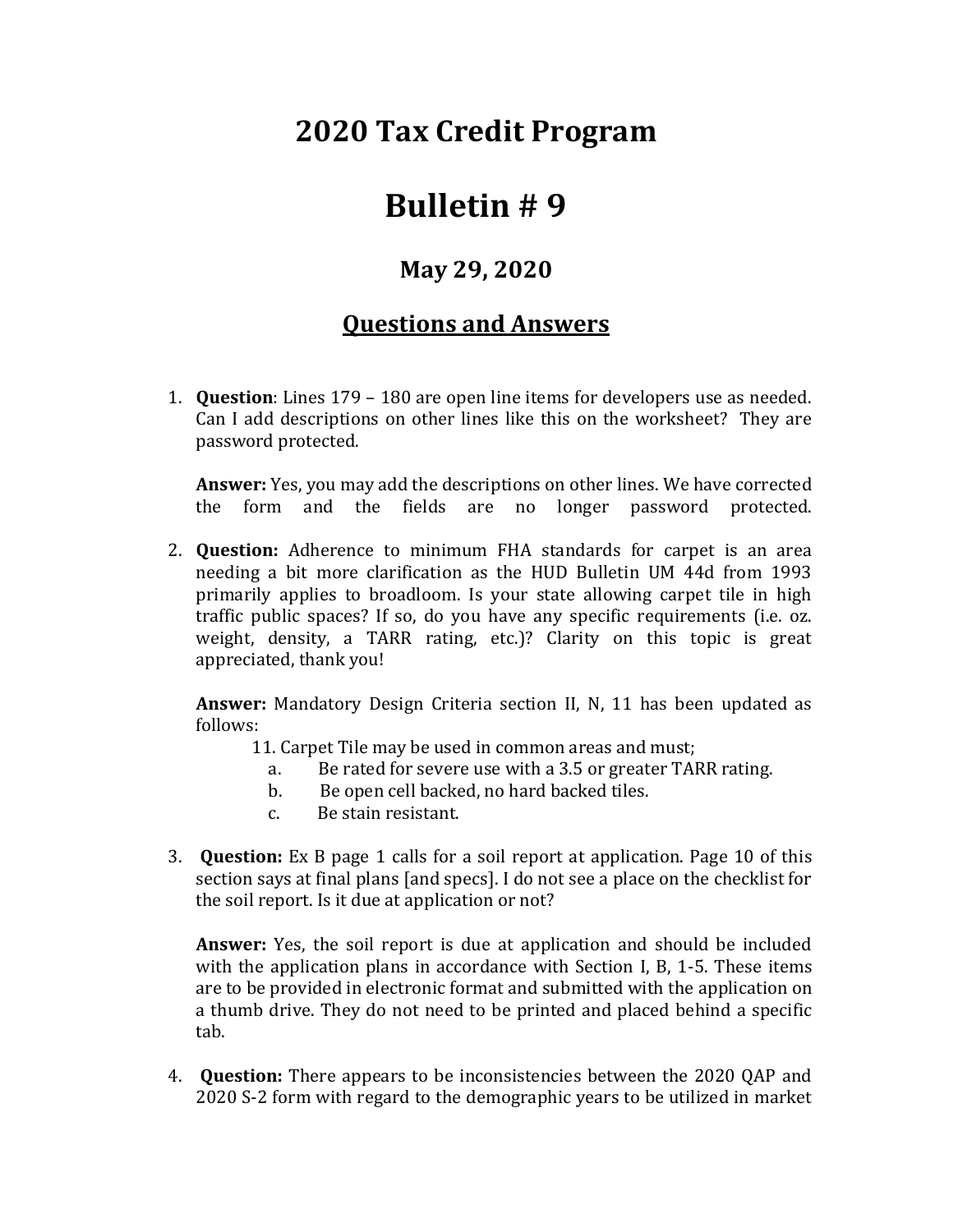# 2020 Tax Credit Program

# Bulletin # 9

### May 29, 2020

## Questions and Answers

1. **Question**: Lines 179 – 180 are open line items for developers use as needed. Can I add descriptions on other lines like this on the worksheet? They are password protected.

   **Answer:** Yes, you may add the descriptions on other lines. We have corrected the form and the fields are no longer password protected.

2. **Question:** Adherence to minimum FHA standards for carpet is an area needing a bit more clarification as the HUD Bulletin UM 44d from 1993 primarily applies to broadloom. Is your state allowing carpet tile in high traffic public spaces? If so, do you have any specific requirements (i.e. oz. weight, density, a TARR rating, etc.)? Clarity on this topic is great appreciated, thank you!

   **Answer:** Mandatory Design Criteria section II, N, 11 has been updated as follows:

   11. Carpet Tile may be used in common areas and must;
       a. Be rated for severe use with a 3.5 or greater TARR rating.
       b. Be open cell backed, no hard backed tiles.
       c. Be stain resistant.

3. **Question:** Ex B page 1 calls for a soil report at application. Page 10 of this section says at final plans [and specs]. I do not see a place on the checklist for the soil report. Is it due at application or not?

   **Answer:** Yes, the soil report is due at application and should be included with the application plans in accordance with Section I, B, 1-5. These items are to be provided in electronic format and submitted with the application on a thumb drive. They do not need to be printed and placed behind a specific tab.

4. **Question:** There appears to be inconsistencies between the 2020 QAP and 2020 S-2 form with regard to the demographic years to be utilized in market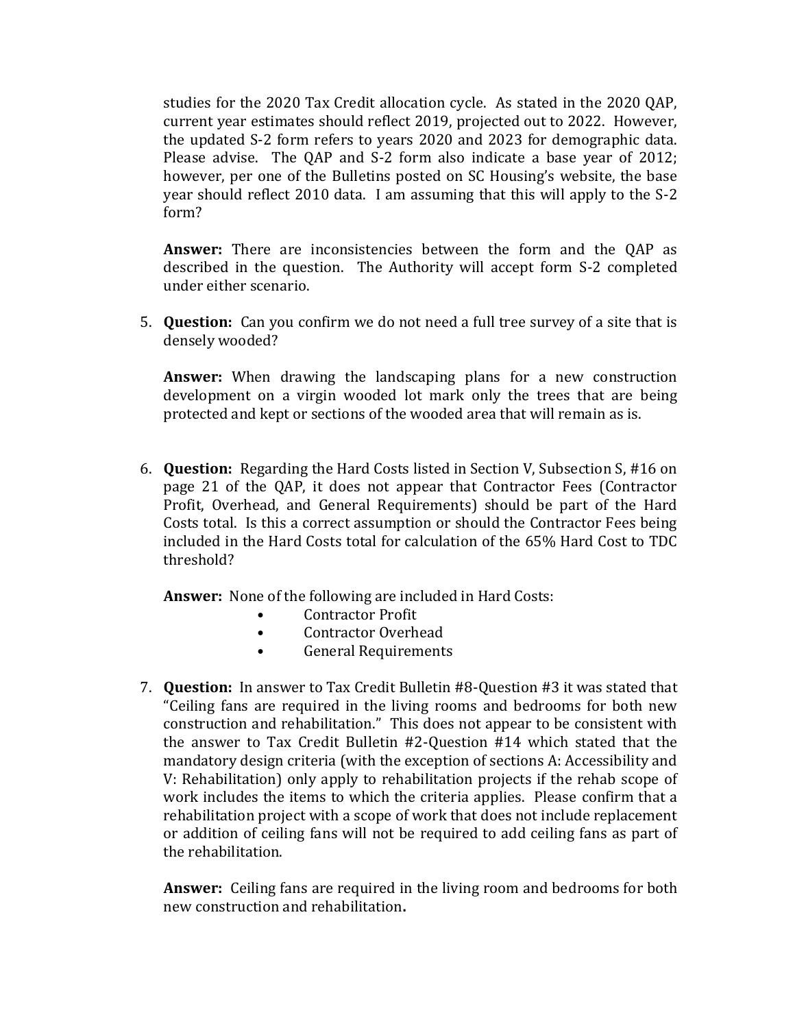studies for the 2020 Tax Credit allocation cycle. As stated in the 2020 QAP, current year estimates should reflect 2019, projected out to 2022. However, the updated S-2 form refers to years 2020 and 2023 for demographic data. Please advise. The QAP and S-2 form also indicate a base year of 2012; however, per one of the Bulletins posted on SC Housing's website, the base year should reflect 2010 data. I am assuming that this will apply to the S-2 form?

**Answer:** There are inconsistencies between the form and the QAP as described in the question. The Authority will accept form S-2 completed under either scenario.

5. **Question:** Can you confirm we do not need a full tree survey of a site that is densely wooded?

   **Answer:** When drawing the landscaping plans for a new construction development on a virgin wooded lot mark only the trees that are being protected and kept or sections of the wooded area that will remain as is.

6. **Question:** Regarding the Hard Costs listed in Section V, Subsection S, #16 on page 21 of the QAP, it does not appear that Contractor Fees (Contractor Profit, Overhead, and General Requirements) should be part of the Hard Costs total. Is this a correct assumption or should the Contractor Fees being included in the Hard Costs total for calculation of the 65% Hard Cost to TDC threshold?

   **Answer:** None of the following are included in Hard Costs:
   - Contractor Profit
   - Contractor Overhead
   - General Requirements

7. **Question:** In answer to Tax Credit Bulletin #8-Question #3 it was stated that "Ceiling fans are required in the living rooms and bedrooms for both new construction and rehabilitation." This does not appear to be consistent with the answer to Tax Credit Bulletin #2-Question #14 which stated that the mandatory design criteria (with the exception of sections A: Accessibility and V: Rehabilitation) only apply to rehabilitation projects if the rehab scope of work includes the items to which the criteria applies. Please confirm that a rehabilitation project with a scope of work that does not include replacement or addition of ceiling fans will not be required to add ceiling fans as part of the rehabilitation.

   **Answer:** Ceiling fans are required in the living room and bedrooms for both new construction and rehabilitation**.**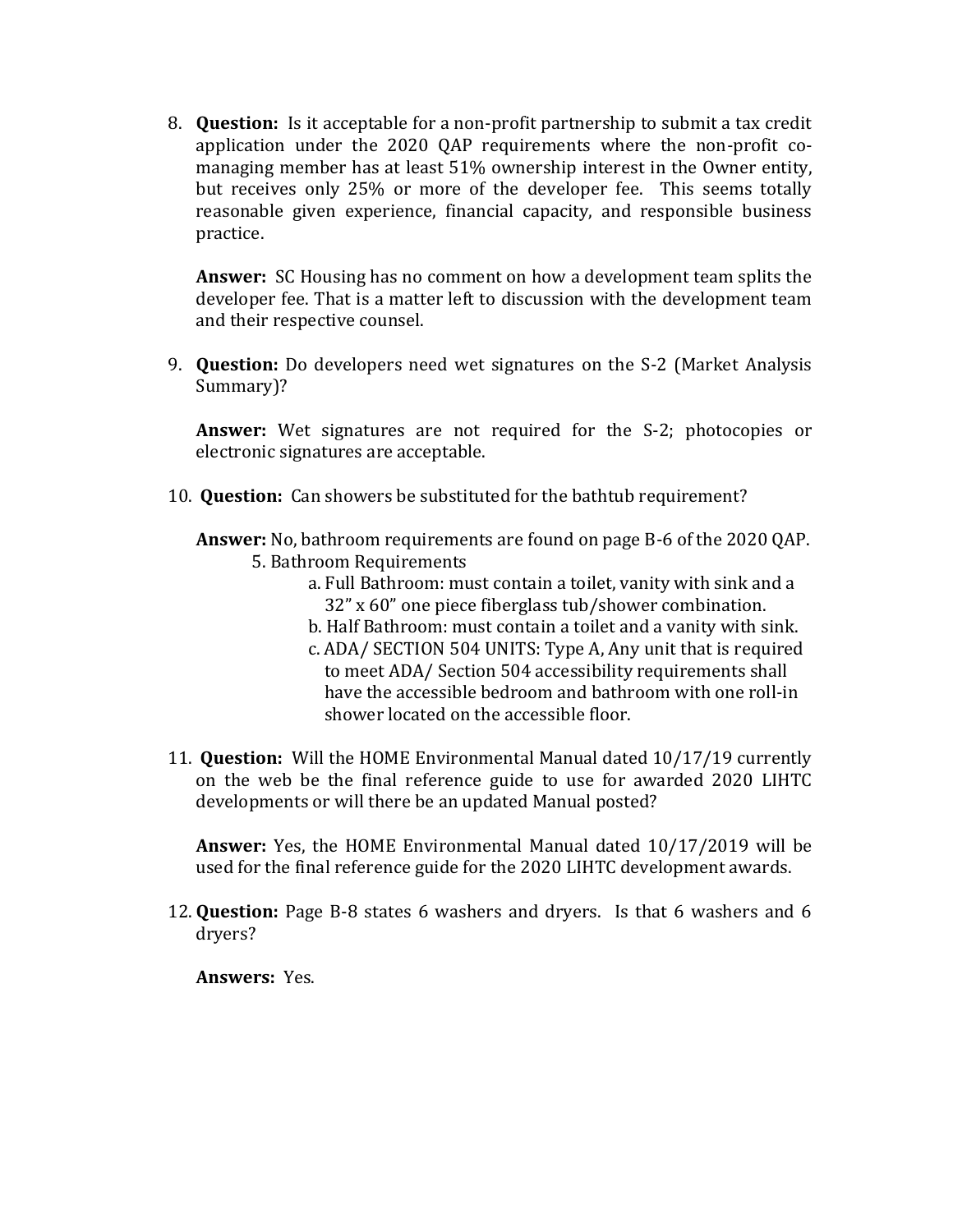8. **Question:** Is it acceptable for a non-profit partnership to submit a tax credit application under the 2020 QAP requirements where the non-profit co-managing member has at least 51% ownership interest in the Owner entity, but receives only 25% or more of the developer fee. This seems totally reasonable given experience, financial capacity, and responsible business practice.

   **Answer:** SC Housing has no comment on how a development team splits the developer fee. That is a matter left to discussion with the development team and their respective counsel.

9. **Question:** Do developers need wet signatures on the S-2 (Market Analysis Summary)?

   **Answer:** Wet signatures are not required for the S-2; photocopies or electronic signatures are acceptable.

10. **Question:** Can showers be substituted for the bathtub requirement?

    **Answer:** No, bathroom requirements are found on page B-6 of the 2020 QAP.

    5. Bathroom Requirements
       a. Full Bathroom: must contain a toilet, vanity with sink and a 32" x 60" one piece fiberglass tub/shower combination.
       b. Half Bathroom: must contain a toilet and a vanity with sink.
       c. ADA/ SECTION 504 UNITS: Type A, Any unit that is required to meet ADA/ Section 504 accessibility requirements shall have the accessible bedroom and bathroom with one roll-in shower located on the accessible floor.

11. **Question:** Will the HOME Environmental Manual dated 10/17/19 currently on the web be the final reference guide to use for awarded 2020 LIHTC developments or will there be an updated Manual posted?

    **Answer:** Yes, the HOME Environmental Manual dated 10/17/2019 will be used for the final reference guide for the 2020 LIHTC development awards.

12. **Question:** Page B-8 states 6 washers and dryers. Is that 6 washers and 6 dryers?

    **Answers:** Yes.